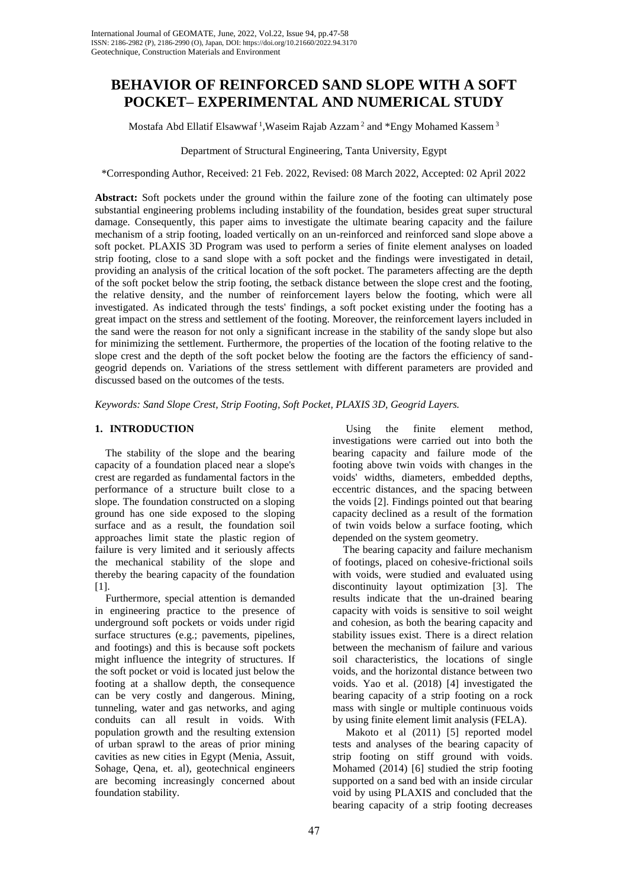# BEHAVIOR OF REINFORCED SAND SLOPE WITH A SOFT POCKET– EXPERIMENTAL AND NUMERICAL STUDY

Mostafa Abd Ellatif Elsawwaf [1], Waseim Rajab Azzam [2] and *Engy Mohamed Kassem [3]

Department of Structural Engineering, Tanta University, Egypt

*Corresponding Author, Received: 21 Feb. 2022, Revised: 08 March 2022, Accepted: 02 April 2022

**Abstract:** Soft pockets under the ground within the failure zone of the footing can ultimately pose substantial engineering problems including instability of the foundation, besides great super structural damage. Consequently, this paper aims to investigate the ultimate bearing capacity and the failure mechanism of a strip footing, loaded vertically on an un-reinforced and reinforced sand slope above a soft pocket. PLAXIS 3D Program was used to perform a series of finite element analyses on loaded strip footing, close to a sand slope with a soft pocket and the findings were investigated in detail, providing an analysis of the critical location of the soft pocket. The parameters affecting are the depth of the soft pocket below the strip footing, the setback distance between the slope crest and the footing, the relative density, and the number of reinforcement layers below the footing, which were all investigated. As indicated through the tests' findings, a soft pocket existing under the footing has a great impact on the stress and settlement of the footing. Moreover, the reinforcement layers included in the sand were the reason for not only a significant increase in the stability of the sandy slope but also for minimizing the settlement. Furthermore, the properties of the location of the footing relative to the slope crest and the depth of the soft pocket below the footing are the factors the efficiency of sand-geogrid depends on. Variations of the stress settlement with different parameters are provided and discussed based on the outcomes of the tests.

*Keywords: Sand Slope Crest, Strip Footing, Soft Pocket, PLAXIS 3D, Geogrid Layers.*

## 1. INTRODUCTION

The stability of the slope and the bearing capacity of a foundation placed near a slope's crest are regarded as fundamental factors in the performance of a structure built close to a slope. The foundation constructed on a sloping ground has one side exposed to the sloping surface and as a result, the foundation soil approaches limit state the plastic region of failure is very limited and it seriously affects the mechanical stability of the slope and thereby the bearing capacity of the foundation [1].

Furthermore, special attention is demanded in engineering practice to the presence of underground soft pockets or voids under rigid surface structures (e.g.; pavements, pipelines, and footings) and this is because soft pockets might influence the integrity of structures. If the soft pocket or void is located just below the footing at a shallow depth, the consequence can be very costly and dangerous. Mining, tunneling, water and gas networks, and aging conduits can all result in voids. With population growth and the resulting extension of urban sprawl to the areas of prior mining cavities as new cities in Egypt (Menia, Assuit, Sohage, Qena, et. al), geotechnical engineers are becoming increasingly concerned about foundation stability.

Using the finite element method, investigations were carried out into both the bearing capacity and failure mode of the footing above twin voids with changes in the voids' widths, diameters, embedded depths, eccentric distances, and the spacing between the voids [2]. Findings pointed out that bearing capacity declined as a result of the formation of twin voids below a surface footing, which depended on the system geometry.

The bearing capacity and failure mechanism of footings, placed on cohesive-frictional soils with voids, were studied and evaluated using discontinuity layout optimization [3]. The results indicate that the un-drained bearing capacity with voids is sensitive to soil weight and cohesion, as both the bearing capacity and stability issues exist. There is a direct relation between the mechanism of failure and various soil characteristics, the locations of single voids, and the horizontal distance between two voids. Yao et al. (2018) [4] investigated the bearing capacity of a strip footing on a rock mass with single or multiple continuous voids by using finite element limit analysis (FELA).

Makoto et al (2011) [5] reported model tests and analyses of the bearing capacity of strip footing on stiff ground with voids. Mohamed (2014) [6] studied the strip footing supported on a sand bed with an inside circular void by using PLAXIS and concluded that the bearing capacity of a strip footing decreases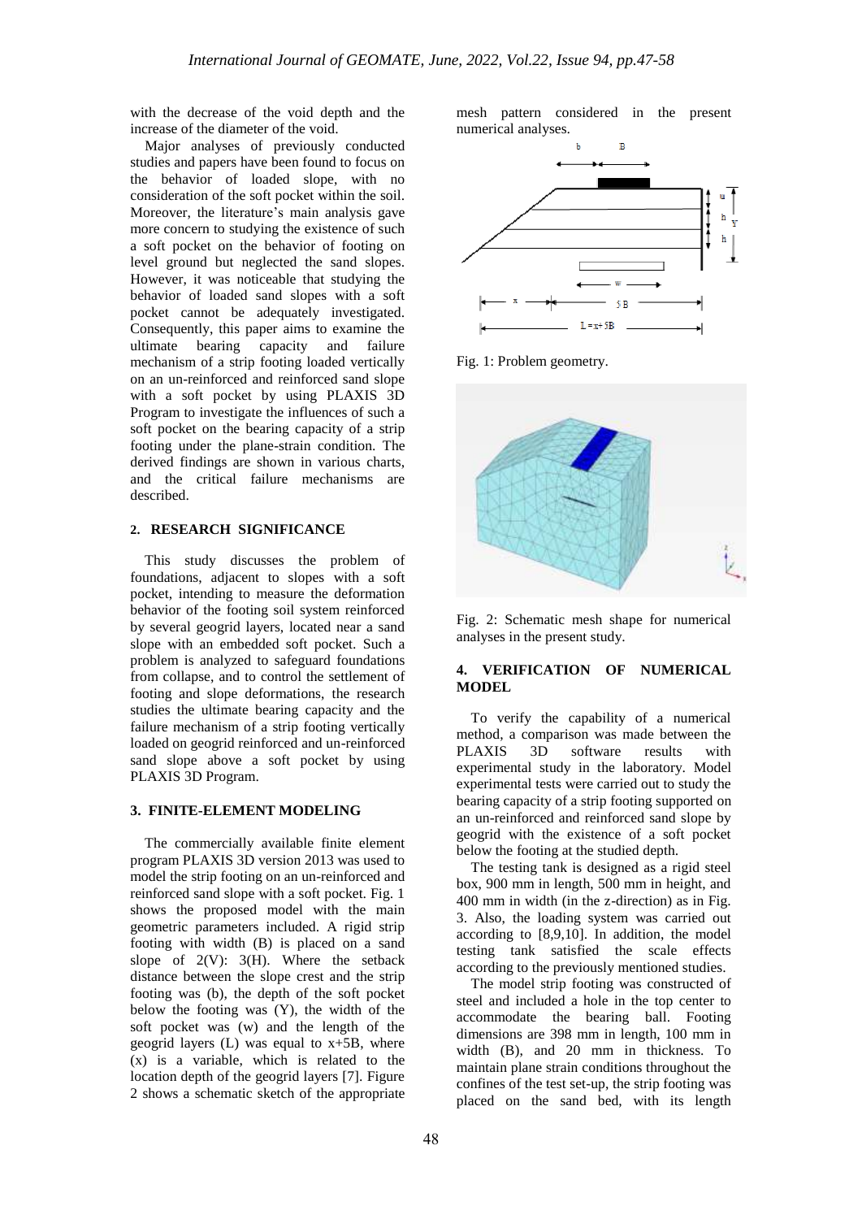with the decrease of the void depth and the increase of the diameter of the void.

Major analyses of previously conducted studies and papers have been found to focus on the behavior of loaded slope, with no consideration of the soft pocket within the soil. Moreover, the literature's main analysis gave more concern to studying the existence of such a soft pocket on the behavior of footing on level ground but neglected the sand slopes. However, it was noticeable that studying the behavior of loaded sand slopes with a soft pocket cannot be adequately investigated. Consequently, this paper aims to examine the ultimate bearing capacity and failure mechanism of a strip footing loaded vertically on an un-reinforced and reinforced sand slope with a soft pocket by using PLAXIS 3D Program to investigate the influences of such a soft pocket on the bearing capacity of a strip footing under the plane-strain condition. The derived findings are shown in various charts, and the critical failure mechanisms are described.

## 2. RESEARCH SIGNIFICANCE

This study discusses the problem of foundations, adjacent to slopes with a soft pocket, intending to measure the deformation behavior of the footing soil system reinforced by several geogrid layers, located near a sand slope with an embedded soft pocket. Such a problem is analyzed to safeguard foundations from collapse, and to control the settlement of footing and slope deformations, the research studies the ultimate bearing capacity and the failure mechanism of a strip footing vertically loaded on geogrid reinforced and un-reinforced sand slope above a soft pocket by using PLAXIS 3D Program.

## 3. FINITE-ELEMENT MODELING

The commercially available finite element program PLAXIS 3D version 2013 was used to model the strip footing on an un-reinforced and reinforced sand slope with a soft pocket. Fig. 1 shows the proposed model with the main geometric parameters included. A rigid strip footing with width (B) is placed on a sand slope of 2(V): 3(H). Where the setback distance between the slope crest and the strip footing was (b), the depth of the soft pocket below the footing was (Y), the width of the soft pocket was (w) and the length of the geogrid layers (L) was equal to x+5B, where (x) is a variable, which is related to the location depth of the geogrid layers [7]. Figure 2 shows a schematic sketch of the appropriate mesh pattern considered in the present numerical analyses.

Fig. 1: Problem geometry.

Fig. 2: Schematic mesh shape for numerical analyses in the present study.

## 4. VERIFICATION OF NUMERICAL MODEL

To verify the capability of a numerical method, a comparison was made between the PLAXIS 3D software results with experimental study in the laboratory. Model experimental tests were carried out to study the bearing capacity of a strip footing supported on an un-reinforced and reinforced sand slope by geogrid with the existence of a soft pocket below the footing at the studied depth.

The testing tank is designed as a rigid steel box, 900 mm in length, 500 mm in height, and 400 mm in width (in the z-direction) as in Fig. 3. Also, the loading system was carried out according to [8,9,10]. In addition, the model testing tank satisfied the scale effects according to the previously mentioned studies.

The model strip footing was constructed of steel and included a hole in the top center to accommodate the bearing ball. Footing dimensions are 398 mm in length, 100 mm in width (B), and 20 mm in thickness. To maintain plane strain conditions throughout the confines of the test set-up, the strip footing was placed on the sand bed, with its length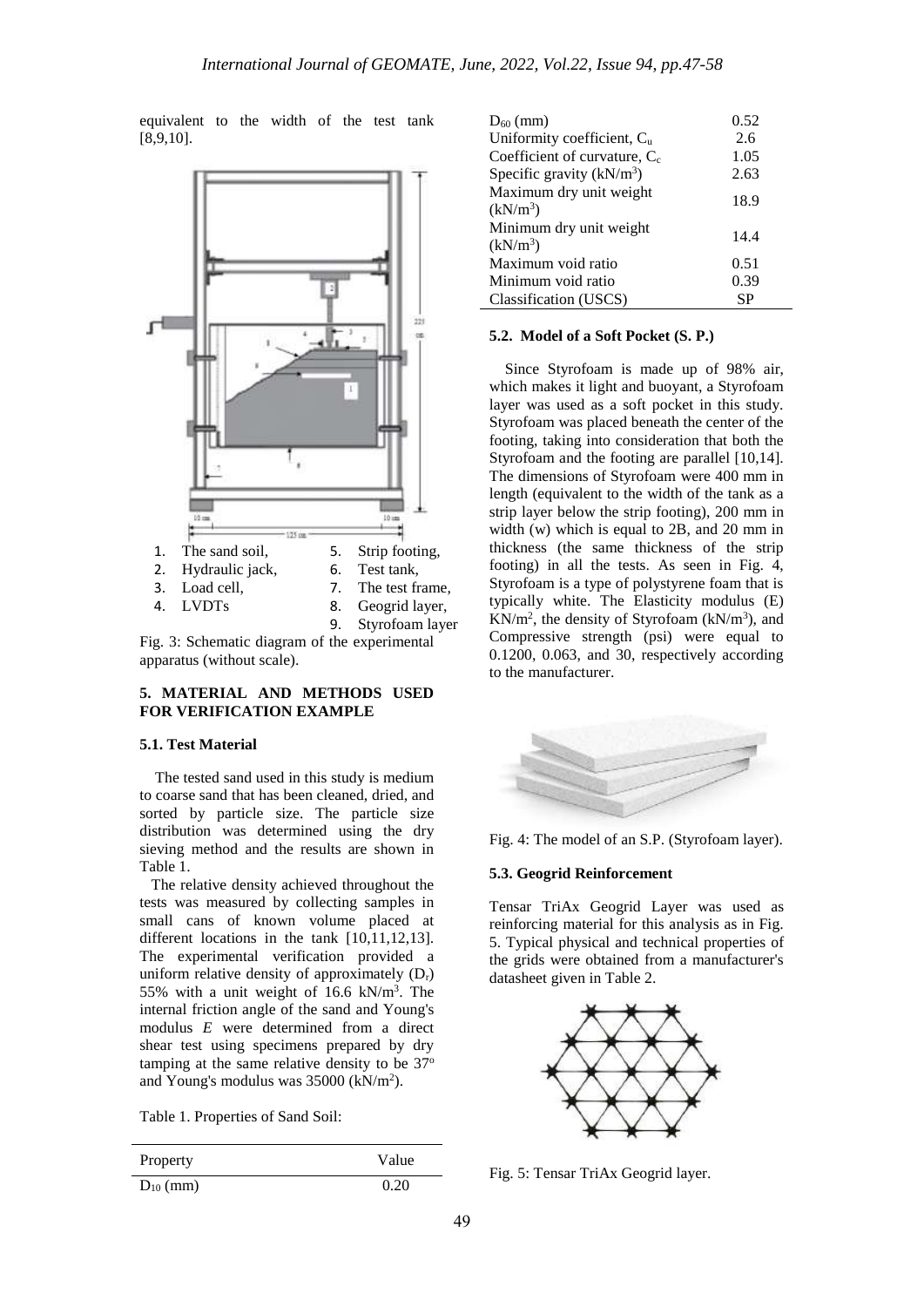equivalent to the width of the test tank [8,9,10].

1. The sand soil,
2. Hydraulic jack,
3. Load cell,
4. LVDTs
5. Strip footing,
6. Test tank,
7. The test frame,
8. Geogrid layer,
9. Styrofoam layer

Fig. 3: Schematic diagram of the experimental apparatus (without scale).

## 5. MATERIAL AND METHODS USED FOR VERIFICATION EXAMPLE

### 5.1. Test Material

The tested sand used in this study is medium to coarse sand that has been cleaned, dried, and sorted by particle size. The particle size distribution was determined using the dry sieving method and the results are shown in Table 1.

The relative density achieved throughout the tests was measured by collecting samples in small cans of known volume placed at different locations in the tank [10,11,12,13]. The experimental verification provided a uniform relative density of approximately ($D_r$) 55% with a unit weight of 16.6 kN/m$^3$. The internal friction angle of the sand and Young's modulus *E* were determined from a direct shear test using specimens prepared by dry tamping at the same relative density to be 37$^o$ and Young's modulus was 35000 (kN/m$^2$).

Table 1. Properties of Sand Soil:

| Property | Value |
|---|---|
| $D_{10}$ (mm) | 0.20 |
| $D_{60}$ (mm) | 0.52 |
| Uniformity coefficient, $C_u$ | 2.6 |
| Coefficient of curvature, $C_c$ | 1.05 |
| Specific gravity (kN/m$^3$) | 2.63 |
| Maximum dry unit weight (kN/m$^3$) | 18.9 |
| Minimum dry unit weight (kN/m$^3$) | 14.4 |
| Maximum void ratio | 0.51 |
| Minimum void ratio | 0.39 |
| Classification (USCS) | SP |

### 5.2. Model of a Soft Pocket (S. P.)

Since Styrofoam is made up of 98% air, which makes it light and buoyant, a Styrofoam layer was used as a soft pocket in this study. Styrofoam was placed beneath the center of the footing, taking into consideration that both the Styrofoam and the footing are parallel [10,14]. The dimensions of Styrofoam were 400 mm in length (equivalent to the width of the tank as a strip layer below the strip footing), 200 mm in width (w) which is equal to 2B, and 20 mm in thickness (the same thickness of the strip footing) in all the tests. As seen in Fig. 4, Styrofoam is a type of polystyrene foam that is typically white. The Elasticity modulus (E) KN/m$^2$, the density of Styrofoam (kN/m$^3$), and Compressive strength (psi) were equal to 0.1200, 0.063, and 30, respectively according to the manufacturer.

Fig. 4: The model of an S.P. (Styrofoam layer).

### 5.3. Geogrid Reinforcement

Tensar TriAx Geogrid Layer was used as reinforcing material for this analysis as in Fig. 5. Typical physical and technical properties of the grids were obtained from a manufacturer's datasheet given in Table 2.

Fig. 5: Tensar TriAx Geogrid layer.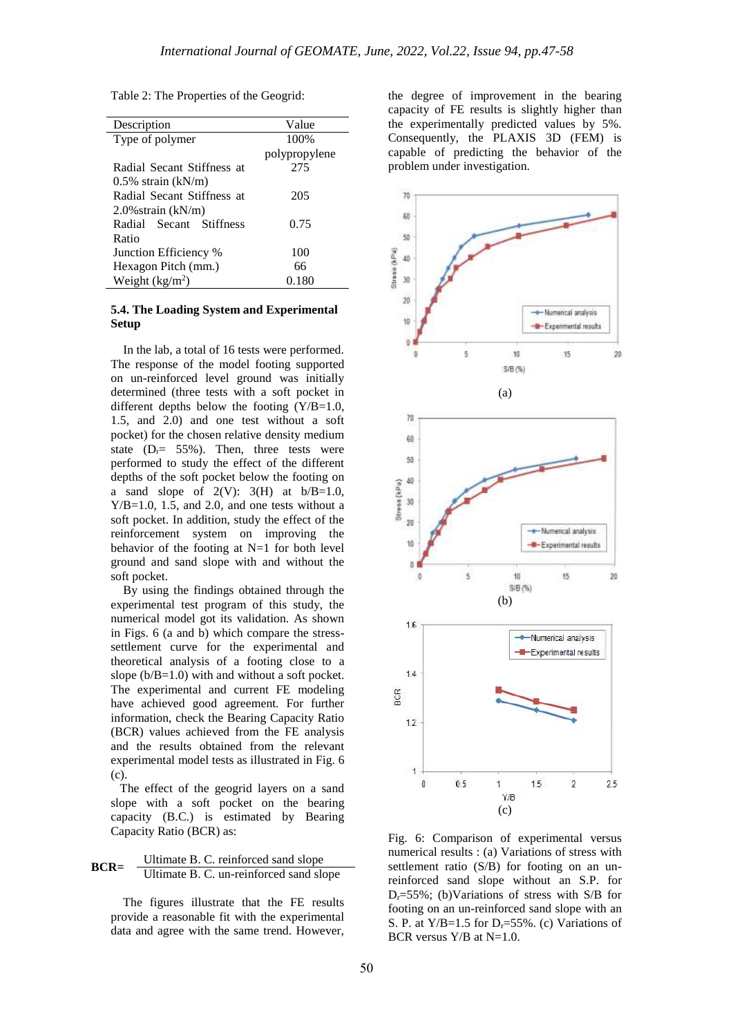Table 2: The Properties of the Geogrid:

| Description | Value |
|---|---|
| Type of polymer | 100% polypropylene |
| Radial Secant Stiffness at 0.5% strain (kN/m) | 275 |
| Radial Secant Stiffness at 2.0%strain (kN/m) | 205 |
| Radial Secant Stiffness Ratio | 0.75 |
| Junction Efficiency % | 100 |
| Hexagon Pitch (mm.) | 66 |
| Weight (kg/m$^2$) | 0.180 |

### 5.4. The Loading System and Experimental Setup

In the lab, a total of 16 tests were performed. The response of the model footing supported on un-reinforced level ground was initially determined (three tests with a soft pocket in different depths below the footing (Y/B=1.0, 1.5, and 2.0) and one test without a soft pocket) for the chosen relative density medium state ($D_r$= 55%). Then, three tests were performed to study the effect of the different depths of the soft pocket below the footing on a sand slope of 2(V): 3(H) at b/B=1.0, Y/B=1.0, 1.5, and 2.0, and one tests without a soft pocket. In addition, study the effect of the reinforcement system on improving the behavior of the footing at N=1 for both level ground and sand slope with and without the soft pocket.

By using the findings obtained through the experimental test program of this study, the numerical model got its validation. As shown in Figs. 6 (a and b) which compare the stress-settlement curve for the experimental and theoretical analysis of a footing close to a slope (b/B=1.0) with and without a soft pocket. The experimental and current FE modeling have achieved good agreement. For further information, check the Bearing Capacity Ratio (BCR) values achieved from the FE analysis and the results obtained from the relevant experimental model tests as illustrated in Fig. 6 (c).

The effect of the geogrid layers on a sand slope with a soft pocket on the bearing capacity (B.C.) is estimated by Bearing Capacity Ratio (BCR) as:

$$\textbf{BCR=} \frac{\text{Ultimate B. C. reinforced sand slope}}{\text{Ultimate B. C. un-reinforced sand slope}}$$

The figures illustrate that the FE results provide a reasonable fit with the experimental data and agree with the same trend. However, the degree of improvement in the bearing capacity of FE results is slightly higher than the experimentally predicted values by 5%. Consequently, the PLAXIS 3D (FEM) is capable of predicting the behavior of the problem under investigation.

Fig. 6: Comparison of experimental versus numerical results : (a) Variations of stress with settlement ratio (S/B) for footing on an un-reinforced sand slope without an S.P. for $D_r$=55%; (b)Variations of stress with S/B for footing on an un-reinforced sand slope with an S. P. at Y/B=1.5 for $D_r$=55%. (c) Variations of BCR versus Y/B at N=1.0.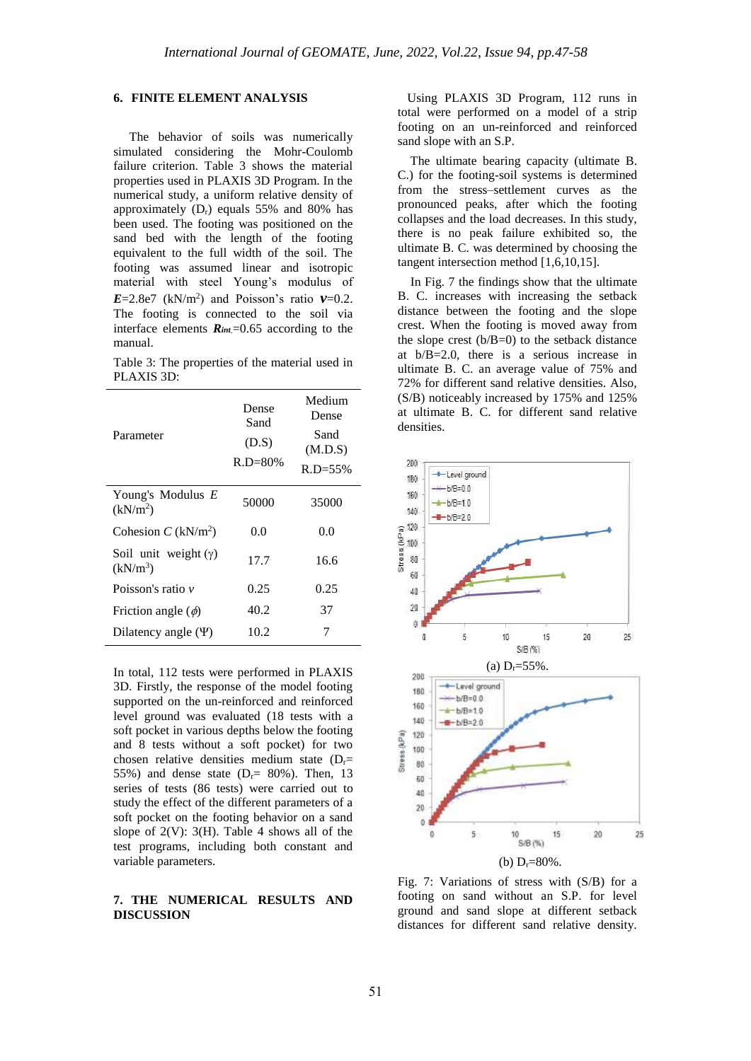## 6. FINITE ELEMENT ANALYSIS

The behavior of soils was numerically simulated considering the Mohr-Coulomb failure criterion. Table 3 shows the material properties used in PLAXIS 3D Program. In the numerical study, a uniform relative density of approximately ($D_r$) equals 55% and 80% has been used. The footing was positioned on the sand bed with the length of the footing equivalent to the full width of the soil. The footing was assumed linear and isotropic material with steel Young's modulus of $E$=2.8e7 (kN/m$^2$) and Poisson's ratio $\boldsymbol{v}$=0.2. The footing is connected to the soil via interface elements $R_{int}$=0.65 according to the manual.

Table 3: The properties of the material used in PLAXIS 3D:

| Parameter | Dense Sand (D.S) R.D=80% | Medium Dense Sand (M.D.S) R.D=55% |
|---|---|---|
| Young's Modulus $E$ (kN/m$^2$) | 50000 | 35000 |
| Cohesion $C$ (kN/m$^2$) | 0.0 | 0.0 |
| Soil unit weight ($\gamma$) (kN/m$^3$) | 17.7 | 16.6 |
| Poisson's ratio $v$ | 0.25 | 0.25 |
| Friction angle ($\phi$) | 40.2 | 37 |
| Dilatency angle ($\Psi$) | 10.2 | 7 |

In total, 112 tests were performed in PLAXIS 3D. Firstly, the response of the model footing supported on the un-reinforced and reinforced level ground was evaluated (18 tests with a soft pocket in various depths below the footing and 8 tests without a soft pocket) for two chosen relative densities medium state ($D_r$= 55%) and dense state ($D_r$= 80%). Then, 13 series of tests (86 tests) were carried out to study the effect of the different parameters of a soft pocket on the footing behavior on a sand slope of 2(V): 3(H). Table 4 shows all of the test programs, including both constant and variable parameters.

## 7. THE NUMERICAL RESULTS AND DISCUSSION

Using PLAXIS 3D Program, 112 runs in total were performed on a model of a strip footing on an un-reinforced and reinforced sand slope with an S.P.

The ultimate bearing capacity (ultimate B. C.) for the footing-soil systems is determined from the stress–settlement curves as the pronounced peaks, after which the footing collapses and the load decreases. In this study, there is no peak failure exhibited so, the ultimate B. C. was determined by choosing the tangent intersection method [1,6,10,15].

In Fig. 7 the findings show that the ultimate B. C. increases with increasing the setback distance between the footing and the slope crest. When the footing is moved away from the slope crest (b/B=0) to the setback distance at b/B=2.0, there is a serious increase in ultimate B. C. an average value of 75% and 72% for different sand relative densities. Also, (S/B) noticeably increased by 175% and 125% at ultimate B. C. for different sand relative densities.

(a) $D_r$=55%.

(b) $D_r$=80%.

Fig. 7: Variations of stress with (S/B) for a footing on sand without an S.P. for level ground and sand slope at different setback distances for different sand relative density.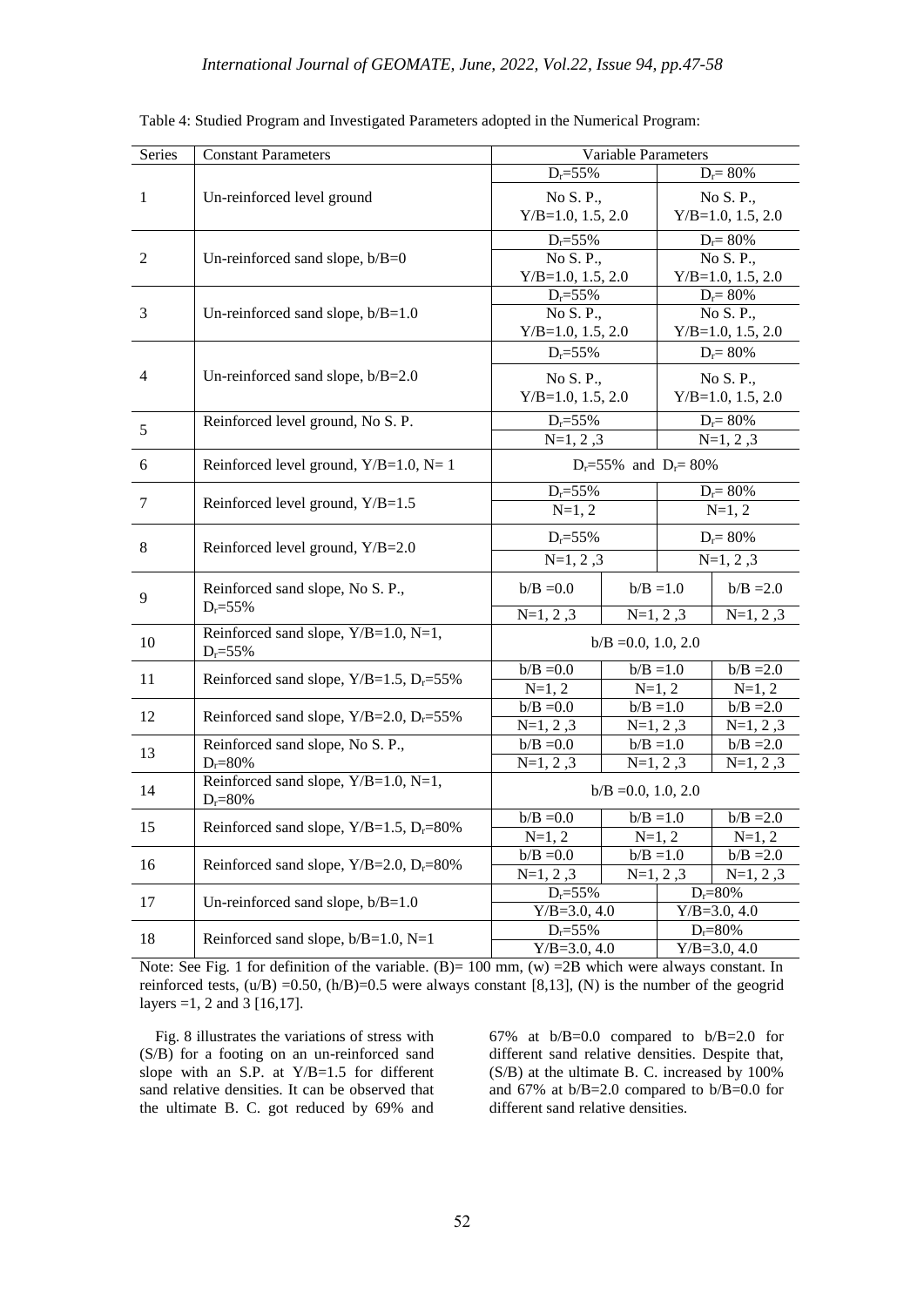Table 4: Studied Program and Investigated Parameters adopted in the Numerical Program:

| Series | Constant Parameters | Variable Parameters | | |
|---|---|---|---|---|
| 1 | Un-reinforced level ground | $D_r$=55% | | $D_r$= 80% |
| | | No S. P., Y/B=1.0, 1.5, 2.0 | | No S. P., Y/B=1.0, 1.5, 2.0 |
| 2 | Un-reinforced sand slope, b/B=0 | $D_r$=55% | | $D_r$= 80% |
| | | No S. P., Y/B=1.0, 1.5, 2.0 | | No S. P., Y/B=1.0, 1.5, 2.0 |
| 3 | Un-reinforced sand slope, b/B=1.0 | $D_r$=55% | | $D_r$= 80% |
| | | No S. P., Y/B=1.0, 1.5, 2.0 | | No S. P., Y/B=1.0, 1.5, 2.0 |
| 4 | Un-reinforced sand slope, b/B=2.0 | $D_r$=55% | | $D_r$= 80% |
| | | No S. P., Y/B=1.0, 1.5, 2.0 | | No S. P., Y/B=1.0, 1.5, 2.0 |
| 5 | Reinforced level ground, No S. P. | $D_r$=55% | | $D_r$= 80% |
| | | N=1, 2 ,3 | | N=1, 2 ,3 |
| 6 | Reinforced level ground, Y/B=1.0, N= 1 | $D_r$=55% and $D_r$= 80% | | |
| 7 | Reinforced level ground, Y/B=1.5 | $D_r$=55% | | $D_r$= 80% |
| | | N=1, 2 | | N=1, 2 |
| 8 | Reinforced level ground, Y/B=2.0 | $D_r$=55% | | $D_r$= 80% |
| | | N=1, 2 ,3 | | N=1, 2 ,3 |
| 9 | Reinforced sand slope, No S. P., $D_r$=55% | b/B =0.0 | b/B =1.0 | b/B =2.0 |
| | | N=1, 2 ,3 | N=1, 2 ,3 | N=1, 2 ,3 |
| 10 | Reinforced sand slope, Y/B=1.0, N=1, $D_r$=55% | b/B =0.0, 1.0, 2.0 | | |
| 11 | Reinforced sand slope, Y/B=1.5, $D_r$=55% | b/B =0.0 | b/B =1.0 | b/B =2.0 |
| | | N=1, 2 | N=1, 2 | N=1, 2 |
| 12 | Reinforced sand slope, Y/B=2.0, $D_r$=55% | b/B =0.0 | b/B =1.0 | b/B =2.0 |
| | | N=1, 2 ,3 | N=1, 2 ,3 | N=1, 2 ,3 |
| 13 | Reinforced sand slope, No S. P., $D_r$=80% | b/B =0.0 | b/B =1.0 | b/B =2.0 |
| | | N=1, 2 ,3 | N=1, 2 ,3 | N=1, 2 ,3 |
| 14 | Reinforced sand slope, Y/B=1.0, N=1, $D_r$=80% | b/B =0.0, 1.0, 2.0 | | |
| 15 | Reinforced sand slope, Y/B=1.5, $D_r$=80% | b/B =0.0 | b/B =1.0 | b/B =2.0 |
| | | N=1, 2 | N=1, 2 | N=1, 2 |
| 16 | Reinforced sand slope, Y/B=2.0, $D_r$=80% | b/B =0.0 | b/B =1.0 | b/B =2.0 |
| | | N=1, 2 ,3 | N=1, 2 ,3 | N=1, 2 ,3 |
| 17 | Un-reinforced sand slope, b/B=1.0 | $D_r$=55% | | $D_r$=80% |
| | | Y/B=3.0, 4.0 | | Y/B=3.0, 4.0 |
| 18 | Reinforced sand slope, b/B=1.0, N=1 | $D_r$=55% | | $D_r$=80% |
| | | Y/B=3.0, 4.0 | | Y/B=3.0, 4.0 |

Note: See Fig. 1 for definition of the variable. (B)= 100 mm, (w) =2B which were always constant. In reinforced tests, (u/B) =0.50, (h/B)=0.5 were always constant [8,13], (N) is the number of the geogrid layers =1, 2 and 3 [16,17].

Fig. 8 illustrates the variations of stress with (S/B) for a footing on an un-reinforced sand slope with an S.P. at Y/B=1.5 for different sand relative densities. It can be observed that the ultimate B. C. got reduced by 69% and 67% at b/B=0.0 compared to b/B=2.0 for different sand relative densities. Despite that, (S/B) at the ultimate B. C. increased by 100% and 67% at b/B=2.0 compared to b/B=0.0 for different sand relative densities.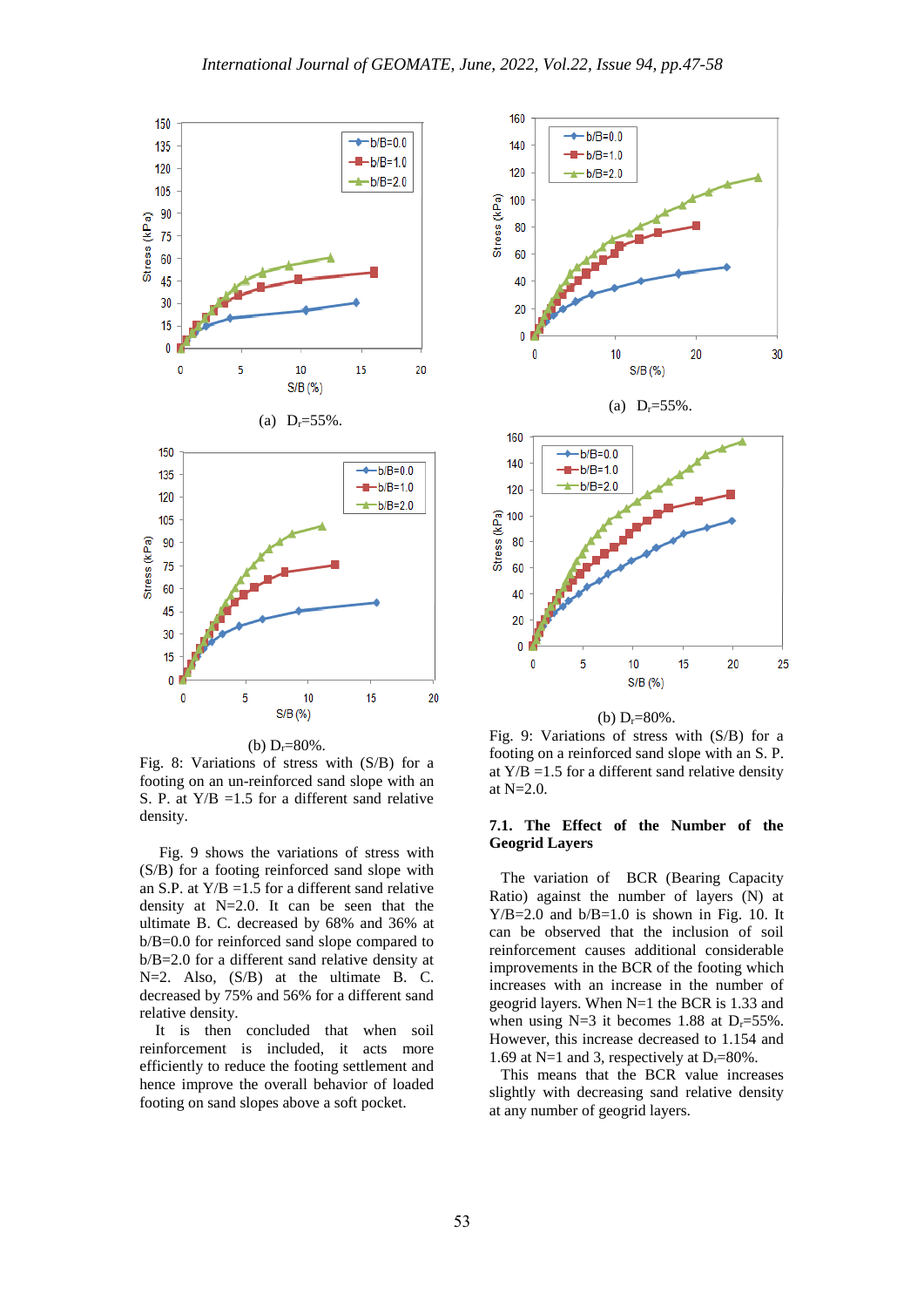(a) $D_r$=55%.

(b) $D_r$=80%.

Fig. 8: Variations of stress with (S/B) for a footing on an un-reinforced sand slope with an S. P. at Y/B =1.5 for a different sand relative density.

Fig. 9 shows the variations of stress with (S/B) for a footing reinforced sand slope with an S.P. at Y/B =1.5 for a different sand relative density at N=2.0. It can be seen that the ultimate B. C. decreased by 68% and 36% at b/B=0.0 for reinforced sand slope compared to b/B=2.0 for a different sand relative density at N=2. Also, (S/B) at the ultimate B. C. decreased by 75% and 56% for a different sand relative density.

It is then concluded that when soil reinforcement is included, it acts more efficiently to reduce the footing settlement and hence improve the overall behavior of loaded footing on sand slopes above a soft pocket.

(a) $D_r$=55%.

(b) $D_r$=80%.

Fig. 9: Variations of stress with (S/B) for a footing on a reinforced sand slope with an S. P. at Y/B =1.5 for a different sand relative density at N=2.0.

### 7.1. The Effect of the Number of the Geogrid Layers

The variation of BCR (Bearing Capacity Ratio) against the number of layers (N) at Y/B=2.0 and b/B=1.0 is shown in Fig. 10. It can be observed that the inclusion of soil reinforcement causes additional considerable improvements in the BCR of the footing which increases with an increase in the number of geogrid layers. When N=1 the BCR is 1.33 and when using N=3 it becomes 1.88 at $D_r$=55%. However, this increase decreased to 1.154 and 1.69 at N=1 and 3, respectively at $D_r$=80%.

This means that the BCR value increases slightly with decreasing sand relative density at any number of geogrid layers.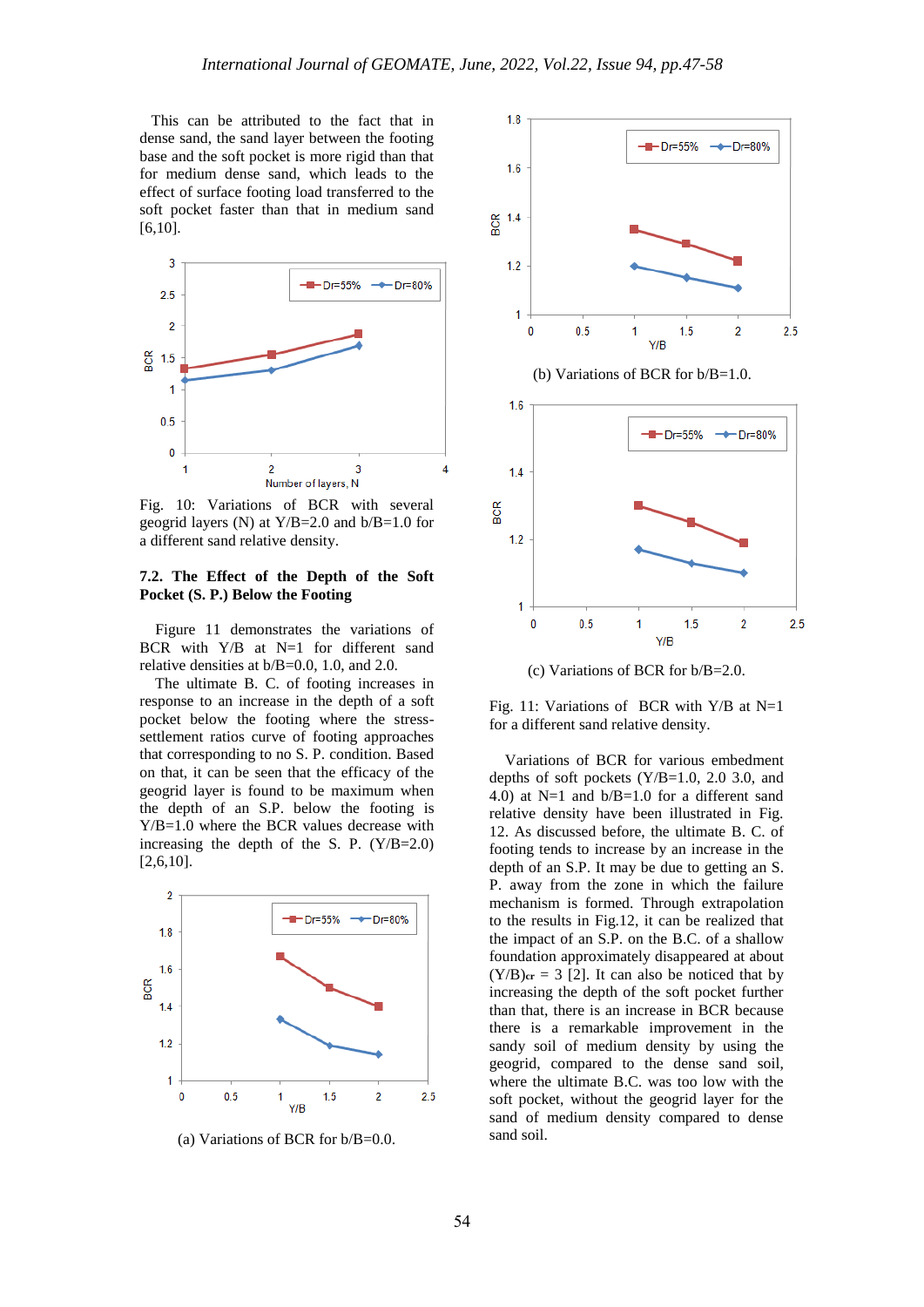This can be attributed to the fact that in dense sand, the sand layer between the footing base and the soft pocket is more rigid than that for medium dense sand, which leads to the effect of surface footing load transferred to the soft pocket faster than that in medium sand [6,10].

Fig. 10: Variations of BCR with several geogrid layers (N) at Y/B=2.0 and b/B=1.0 for a different sand relative density.

### 7.2. The Effect of the Depth of the Soft Pocket (S. P.) Below the Footing

Figure 11 demonstrates the variations of BCR with Y/B at N=1 for different sand relative densities at b/B=0.0, 1.0, and 2.0.

The ultimate B. C. of footing increases in response to an increase in the depth of a soft pocket below the footing where the stress-settlement ratios curve of footing approaches that corresponding to no S. P. condition. Based on that, it can be seen that the efficacy of the geogrid layer is found to be maximum when the depth of an S.P. below the footing is Y/B=1.0 where the BCR values decrease with increasing the depth of the S. P. (Y/B=2.0) [2,6,10].

(a) Variations of BCR for b/B=0.0.

(b) Variations of BCR for b/B=1.0.

(c) Variations of BCR for b/B=2.0.

Fig. 11: Variations of BCR with Y/B at N=1 for a different sand relative density.

Variations of BCR for various embedment depths of soft pockets (Y/B=1.0, 2.0 3.0, and 4.0) at N=1 and b/B=1.0 for a different sand relative density have been illustrated in Fig. 12. As discussed before, the ultimate B. C. of footing tends to increase by an increase in the depth of an S.P. It may be due to getting an S. P. away from the zone in which the failure mechanism is formed. Through extrapolation to the results in Fig.12, it can be realized that the impact of an S.P. on the B.C. of a shallow foundation approximately disappeared at about $(Y/B)_{cr}$ = 3 [2]. It can also be noticed that by increasing the depth of the soft pocket further than that, there is an increase in BCR because there is a remarkable improvement in the sandy soil of medium density by using the geogrid, compared to the dense sand soil, where the ultimate B.C. was too low with the soft pocket, without the geogrid layer for the sand of medium density compared to dense sand soil.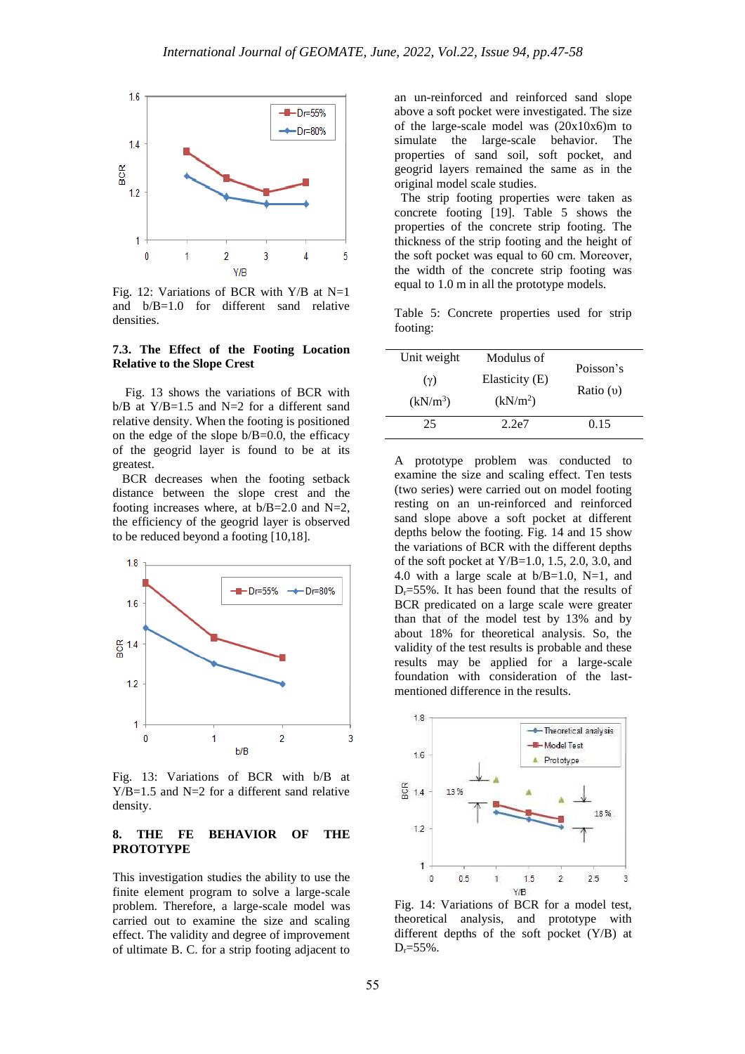Fig. 12: Variations of BCR with Y/B at N=1 and b/B=1.0 for different sand relative densities.

### 7.3. The Effect of the Footing Location Relative to the Slope Crest

Fig. 13 shows the variations of BCR with b/B at Y/B=1.5 and N=2 for a different sand relative density. When the footing is positioned on the edge of the slope b/B=0.0, the efficacy of the geogrid layer is found to be at its greatest.

BCR decreases when the footing setback distance between the slope crest and the footing increases where, at b/B=2.0 and N=2, the efficiency of the geogrid layer is observed to be reduced beyond a footing [10,18].

Fig. 13: Variations of BCR with b/B at Y/B=1.5 and N=2 for a different sand relative density.

## 8. THE FE BEHAVIOR OF THE PROTOTYPE

This investigation studies the ability to use the finite element program to solve a large-scale problem. Therefore, a large-scale model was carried out to examine the size and scaling effect. The validity and degree of improvement of ultimate B. C. for a strip footing adjacent to an un-reinforced and reinforced sand slope above a soft pocket were investigated. The size of the large-scale model was (20x10x6)m to simulate the large-scale behavior. The properties of sand soil, soft pocket, and geogrid layers remained the same as in the original model scale studies.

The strip footing properties were taken as concrete footing [19]. Table 5 shows the properties of the concrete strip footing. The thickness of the strip footing and the height of the soft pocket was equal to 60 cm. Moreover, the width of the concrete strip footing was equal to 1.0 m in all the prototype models.

Table 5: Concrete properties used for strip footing:

| Unit weight ($\gamma$) (kN/m$^3$) | Modulus of Elasticity (E) (kN/m$^2$) | Poisson's Ratio ($\upsilon$) |
|---|---|---|
| 25 | 2.2e7 | 0.15 |

A prototype problem was conducted to examine the size and scaling effect. Ten tests (two series) were carried out on model footing resting on an un-reinforced and reinforced sand slope above a soft pocket at different depths below the footing. Fig. 14 and 15 show the variations of BCR with the different depths of the soft pocket at Y/B=1.0, 1.5, 2.0, 3.0, and 4.0 with a large scale at b/B=1.0, N=1, and $D_r$=55%. It has been found that the results of BCR predicated on a large scale were greater than that of the model test by 13% and by about 18% for theoretical analysis. So, the validity of the test results is probable and these results may be applied for a large-scale foundation with consideration of the last-mentioned difference in the results.

Fig. 14: Variations of BCR for a model test, theoretical analysis, and prototype with different depths of the soft pocket (Y/B) at $D_r$=55%.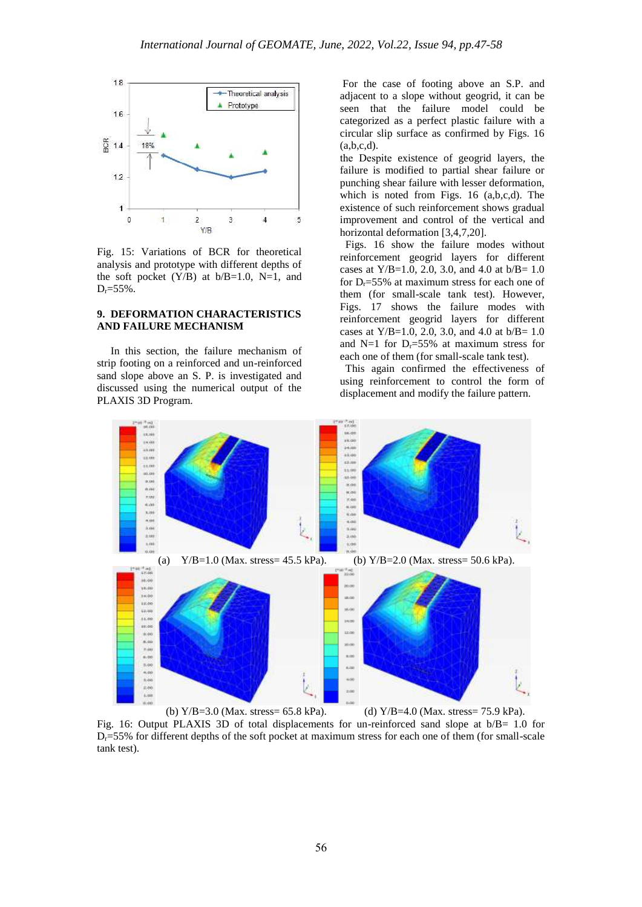Fig. 15: Variations of BCR for theoretical analysis and prototype with different depths of the soft pocket (Y/B) at b/B=1.0, N=1, and $D_r$=55%.

## 9. DEFORMATION CHARACTERISTICS AND FAILURE MECHANISM

In this section, the failure mechanism of strip footing on a reinforced and un-reinforced sand slope above an S. P. is investigated and discussed using the numerical output of the PLAXIS 3D Program.

For the case of footing above an S.P. and adjacent to a slope without geogrid, it can be seen that the failure model could be categorized as a perfect plastic failure with a circular slip surface as confirmed by Figs. 16 (a,b,c,d).

the Despite existence of geogrid layers, the failure is modified to partial shear failure or punching shear failure with lesser deformation, which is noted from Figs. 16 (a,b,c,d). The existence of such reinforcement shows gradual improvement and control of the vertical and horizontal deformation [3,4,7,20].

Figs. 16 show the failure modes without reinforcement geogrid layers for different cases at Y/B=1.0, 2.0, 3.0, and 4.0 at b/B= 1.0 for $D_r$=55% at maximum stress for each one of them (for small-scale tank test). However, Figs. 17 shows the failure modes with reinforcement geogrid layers for different cases at Y/B=1.0, 2.0, 3.0, and 4.0 at b/B= 1.0 and N=1 for $D_r$=55% at maximum stress for each one of them (for small-scale tank test).

This again confirmed the effectiveness of using reinforcement to control the form of displacement and modify the failure pattern.

(a) Y/B=1.0 (Max. stress= 45.5 kPa). (b) Y/B=2.0 (Max. stress= 50.6 kPa).

(b) Y/B=3.0 (Max. stress= 65.8 kPa). (d) Y/B=4.0 (Max. stress= 75.9 kPa).

Fig. 16: Output PLAXIS 3D of total displacements for un-reinforced sand slope at b/B= 1.0 for $D_r$=55% for different depths of the soft pocket at maximum stress for each one of them (for small-scale tank test).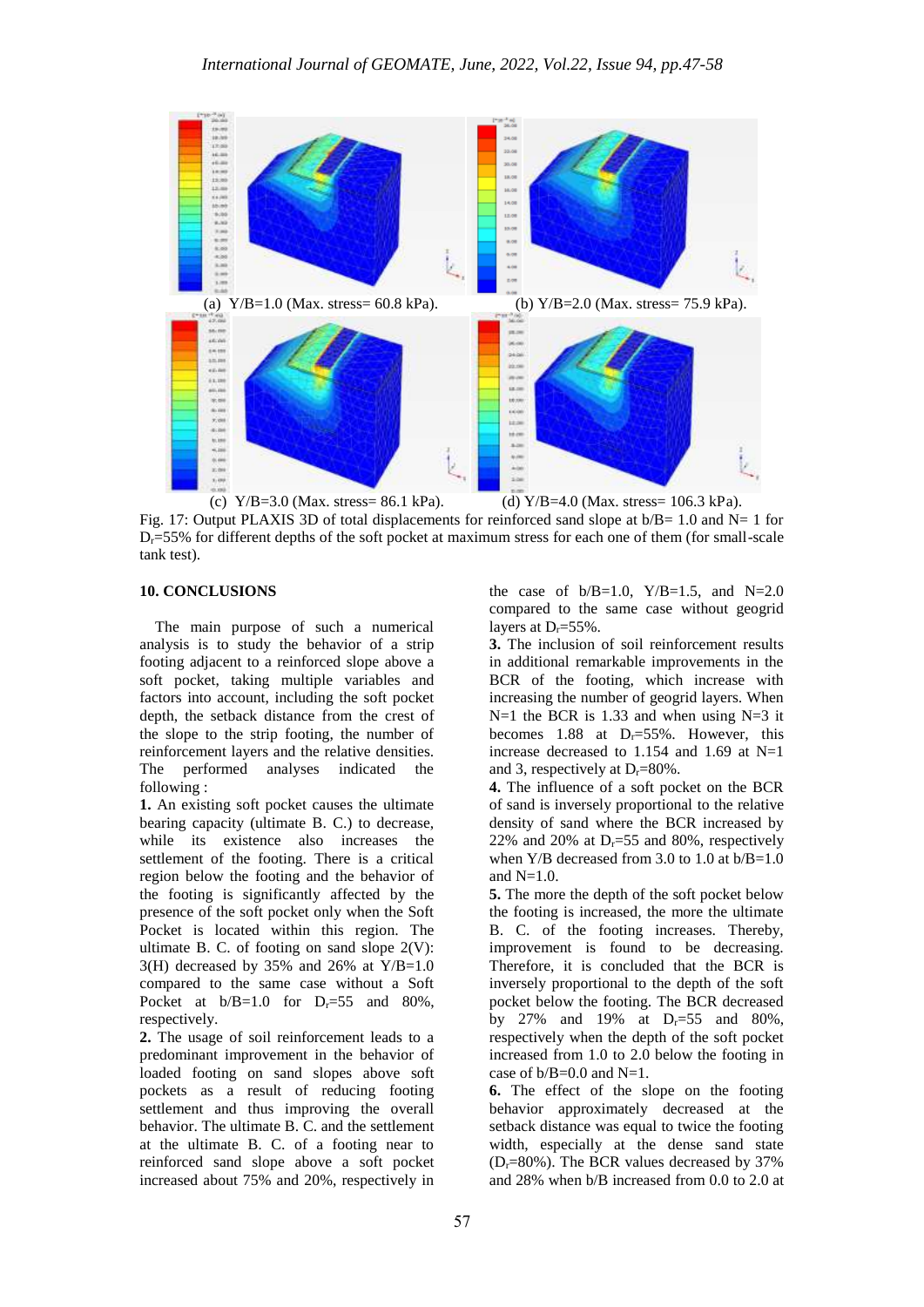(a) Y/B=1.0 (Max. stress= 60.8 kPa). (b) Y/B=2.0 (Max. stress= 75.9 kPa).

(c) Y/B=3.0 (Max. stress= 86.1 kPa). (d) Y/B=4.0 (Max. stress= 106.3 kPa).

Fig. 17: Output PLAXIS 3D of total displacements for reinforced sand slope at b/B= 1.0 and N= 1 for $D_r$=55% for different depths of the soft pocket at maximum stress for each one of them (for small-scale tank test).

## 10. CONCLUSIONS

The main purpose of such a numerical analysis is to study the behavior of a strip footing adjacent to a reinforced slope above a soft pocket, taking multiple variables and factors into account, including the soft pocket depth, the setback distance from the crest of the slope to the strip footing, the number of reinforcement layers and the relative densities. The performed analyses indicated the following :

**1.** An existing soft pocket causes the ultimate bearing capacity (ultimate B. C.) to decrease, while its existence also increases the settlement of the footing. There is a critical region below the footing and the behavior of the footing is significantly affected by the presence of the soft pocket only when the Soft Pocket is located within this region. The ultimate B. C. of footing on sand slope 2(V): 3(H) decreased by 35% and 26% at Y/B=1.0 compared to the same case without a Soft Pocket at b/B=1.0 for $D_r$=55 and 80%, respectively.

**2.** The usage of soil reinforcement leads to a predominant improvement in the behavior of loaded footing on sand slopes above soft pockets as a result of reducing footing settlement and thus improving the overall behavior. The ultimate B. C. and the settlement at the ultimate B. C. of a footing near to reinforced sand slope above a soft pocket increased about 75% and 20%, respectively in the case of b/B=1.0, Y/B=1.5, and N=2.0 compared to the same case without geogrid layers at $D_r$=55%.

**3.** The inclusion of soil reinforcement results in additional remarkable improvements in the BCR of the footing, which increase with increasing the number of geogrid layers. When N=1 the BCR is 1.33 and when using N=3 it becomes 1.88 at $D_r$=55%. However, this increase decreased to 1.154 and 1.69 at N=1 and 3, respectively at $D_r$=80%.

**4.** The influence of a soft pocket on the BCR of sand is inversely proportional to the relative density of sand where the BCR increased by 22% and 20% at $D_r$=55 and 80%, respectively when Y/B decreased from 3.0 to 1.0 at b/B=1.0 and N=1.0.

**5.** The more the depth of the soft pocket below the footing is increased, the more the ultimate B. C. of the footing increases. Thereby, improvement is found to be decreasing. Therefore, it is concluded that the BCR is inversely proportional to the depth of the soft pocket below the footing. The BCR decreased by 27% and 19% at $D_r$=55 and 80%, respectively when the depth of the soft pocket increased from 1.0 to 2.0 below the footing in case of b/B=0.0 and N=1.

**6.** The effect of the slope on the footing behavior approximately decreased at the setback distance was equal to twice the footing width, especially at the dense sand state ($D_r$=80%). The BCR values decreased by 37% and 28% when b/B increased from 0.0 to 2.0 at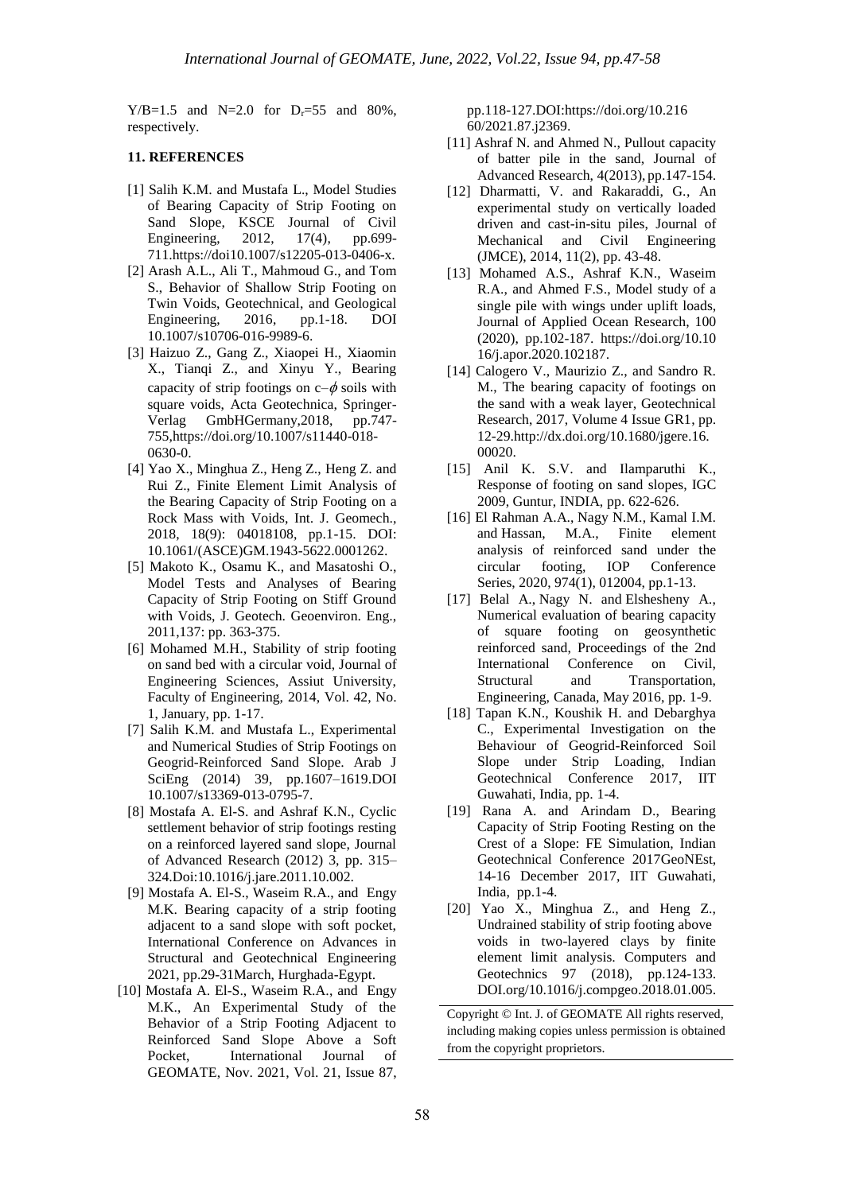$Y/B=1.5$ and $N=2.0$ for $D_r=55$ and 80%, respectively.

### 11. REFERENCES

[1] Salih K.M. and Mustafa L., Model Studies of Bearing Capacity of Strip Footing on Sand Slope, KSCE Journal of Civil Engineering, 2012, 17(4), pp.699-711.https://doi10.1007/s12205-013-0406-x.

[2] Arash A.L., Ali T., Mahmoud G., and Tom S., Behavior of Shallow Strip Footing on Twin Voids, Geotechnical, and Geological Engineering, 2016, pp.1-18. DOI 10.1007/s10706-016-9989-6.

[3] Haizuo Z., Gang Z., Xiaopei H., Xiaomin X., Tianqi Z., and Xinyu Y., Bearing capacity of strip footings on $c–\phi$ soils with square voids, Acta Geotechnica, Springer-Verlag GmbHGermany,2018, pp.747-755,https://doi.org/10.1007/s11440-018-0630-0.

[4] Yao X., Minghua Z., Heng Z., Heng Z. and Rui Z., Finite Element Limit Analysis of the Bearing Capacity of Strip Footing on a Rock Mass with Voids, Int. J. Geomech., 2018, 18(9): 04018108, pp.1-15. DOI: 10.1061/(ASCE)GM.1943-5622.0001262.

[5] Makoto K., Osamu K., and Masatoshi O., Model Tests and Analyses of Bearing Capacity of Strip Footing on Stiff Ground with Voids, J. Geotech. Geoenviron. Eng., 2011,137: pp. 363-375.

[6] Mohamed M.H., Stability of strip footing on sand bed with a circular void, Journal of Engineering Sciences, Assiut University, Faculty of Engineering, 2014, Vol. 42, No. 1, January, pp. 1-17.

[7] Salih K.M. and Mustafa L., Experimental and Numerical Studies of Strip Footings on Geogrid-Reinforced Sand Slope. Arab J SciEng (2014) 39, pp.1607–1619.DOI 10.1007/s13369-013-0795-7.

[8] Mostafa A. El-S. and Ashraf K.N., Cyclic settlement behavior of strip footings resting on a reinforced layered sand slope, Journal of Advanced Research (2012) 3, pp. 315–324.Doi:10.1016/j.jare.2011.10.002.

[9] Mostafa A. El-S., Waseim R.A., and Engy M.K. Bearing capacity of a strip footing adjacent to a sand slope with soft pocket, International Conference on Advances in Structural and Geotechnical Engineering 2021, pp.29-31March, Hurghada-Egypt.

[10] Mostafa A. El-S., Waseim R.A., and Engy M.K., An Experimental Study of the Behavior of a Strip Footing Adjacent to Reinforced Sand Slope Above a Soft Pocket, International Journal of GEOMATE, Nov. 2021, Vol. 21, Issue 87, pp.118-127.DOI:https://doi.org/10.216 60/2021.87.j2369.

[11] Ashraf N. and Ahmed N., Pullout capacity of batter pile in the sand, Journal of Advanced Research, 4(2013), pp.147-154.

[12] Dharmatti, V. and Rakaraddi, G., An experimental study on vertically loaded driven and cast-in-situ piles, Journal of Mechanical and Civil Engineering (JMCE), 2014, 11(2), pp. 43-48.

[13] Mohamed A.S., Ashraf K.N., Waseim R.A., and Ahmed F.S., Model study of a single pile with wings under uplift loads, Journal of Applied Ocean Research, 100 (2020), pp.102-187. https://doi.org/10.10 16/j.apor.2020.102187.

[14] Calogero V., Maurizio Z., and Sandro R. M., The bearing capacity of footings on the sand with a weak layer, Geotechnical Research, 2017, Volume 4 Issue GR1, pp. 12-29.http://dx.doi.org/10.1680/jgere.16. 00020.

[15] Anil K. S.V. and Ilamparuthi K., Response of footing on sand slopes, IGC 2009, Guntur, INDIA, pp. 622-626.

[16] El Rahman A.A., Nagy N.M., Kamal I.M. and Hassan, M.A., Finite element analysis of reinforced sand under the circular footing, IOP Conference Series, 2020, 974(1), 012004, pp.1-13.

[17] Belal A., Nagy N. and Elshesheny A., Numerical evaluation of bearing capacity of square footing on geosynthetic reinforced sand, Proceedings of the 2nd International Conference on Civil, Structural and Transportation, Engineering, Canada, May 2016, pp. 1-9.

[18] Tapan K.N., Koushik H. and Debarghya C., Experimental Investigation on the Behaviour of Geogrid-Reinforced Soil Slope under Strip Loading, Indian Geotechnical Conference 2017, IIT Guwahati, India, pp. 1-4.

[19] Rana A. and Arindam D., Bearing Capacity of Strip Footing Resting on the Crest of a Slope: FE Simulation, Indian Geotechnical Conference 2017GeoNEst, 14-16 December 2017, IIT Guwahati, India, pp.1-4.

[20] Yao X., Minghua Z., and Heng Z., Undrained stability of strip footing above voids in two-layered clays by finite element limit analysis. Computers and Geotechnics 97 (2018), pp.124-133. DOI.org/10.1016/j.compgeo.2018.01.005.

Copyright © Int. J. of GEOMATE All rights reserved, including making copies unless permission is obtained from the copyright proprietors.